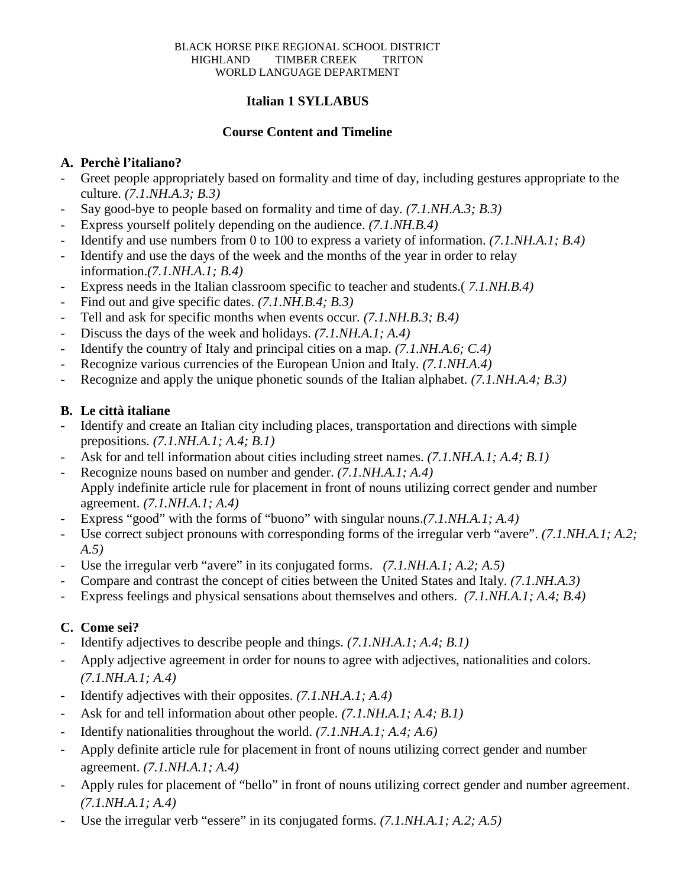BLACK HORSE PIKE REGIONAL SCHOOL DISTRICT
HIGHLAND TIMBER CREEK TRITON
WORLD LANGUAGE DEPARTMENT

# Italian 1 SYLLABUS

## Course Content and Timeline

### A. Perchè l'italiano?

- Greet people appropriately based on formality and time of day, including gestures appropriate to the culture. *(7.1.NH.A.3; B.3)*
- Say good-bye to people based on formality and time of day. *(7.1.NH.A.3; B.3)*
- Express yourself politely depending on the audience. *(7.1.NH.B.4)*
- Identify and use numbers from 0 to 100 to express a variety of information. *(7.1.NH.A.1; B.4)*
- Identify and use the days of the week and the months of the year in order to relay information.*(7.1.NH.A.1; B.4)*
- Express needs in the Italian classroom specific to teacher and students.( *7.1.NH.B.4)*
- Find out and give specific dates. *(7.1.NH.B.4; B.3)*
- Tell and ask for specific months when events occur. *(7.1.NH.B.3; B.4)*
- Discuss the days of the week and holidays. *(7.1.NH.A.1; A.4)*
- Identify the country of Italy and principal cities on a map. *(7.1.NH.A.6; C.4)*
- Recognize various currencies of the European Union and Italy. *(7.1.NH.A.4)*
- Recognize and apply the unique phonetic sounds of the Italian alphabet. *(7.1.NH.A.4; B.3)*

### B. Le città italiane

- Identify and create an Italian city including places, transportation and directions with simple prepositions. *(7.1.NH.A.1; A.4; B.1)*
- Ask for and tell information about cities including street names. *(7.1.NH.A.1; A.4; B.1)*
- Recognize nouns based on number and gender. *(7.1.NH.A.1; A.4)*
  Apply indefinite article rule for placement in front of nouns utilizing correct gender and number agreement. *(7.1.NH.A.1; A.4)*
- Express "good" with the forms of "buono" with singular nouns.*(7.1.NH.A.1; A.4)*
- Use correct subject pronouns with corresponding forms of the irregular verb "avere". *(7.1.NH.A.1; A.2; A.5)*
- Use the irregular verb "avere" in its conjugated forms. *(7.1.NH.A.1; A.2; A.5)*
- Compare and contrast the concept of cities between the United States and Italy. *(7.1.NH.A.3)*
- Express feelings and physical sensations about themselves and others. *(7.1.NH.A.1; A.4; B.4)*

### C. Come sei?

- Identify adjectives to describe people and things. *(7.1.NH.A.1; A.4; B.1)*
- Apply adjective agreement in order for nouns to agree with adjectives, nationalities and colors. *(7.1.NH.A.1; A.4)*
- Identify adjectives with their opposites. *(7.1.NH.A.1; A.4)*
- Ask for and tell information about other people. *(7.1.NH.A.1; A.4; B.1)*
- Identify nationalities throughout the world. *(7.1.NH.A.1; A.4; A.6)*
- Apply definite article rule for placement in front of nouns utilizing correct gender and number agreement. *(7.1.NH.A.1; A.4)*
- Apply rules for placement of "bello" in front of nouns utilizing correct gender and number agreement. *(7.1.NH.A.1; A.4)*
- Use the irregular verb "essere" in its conjugated forms. *(7.1.NH.A.1; A.2; A.5)*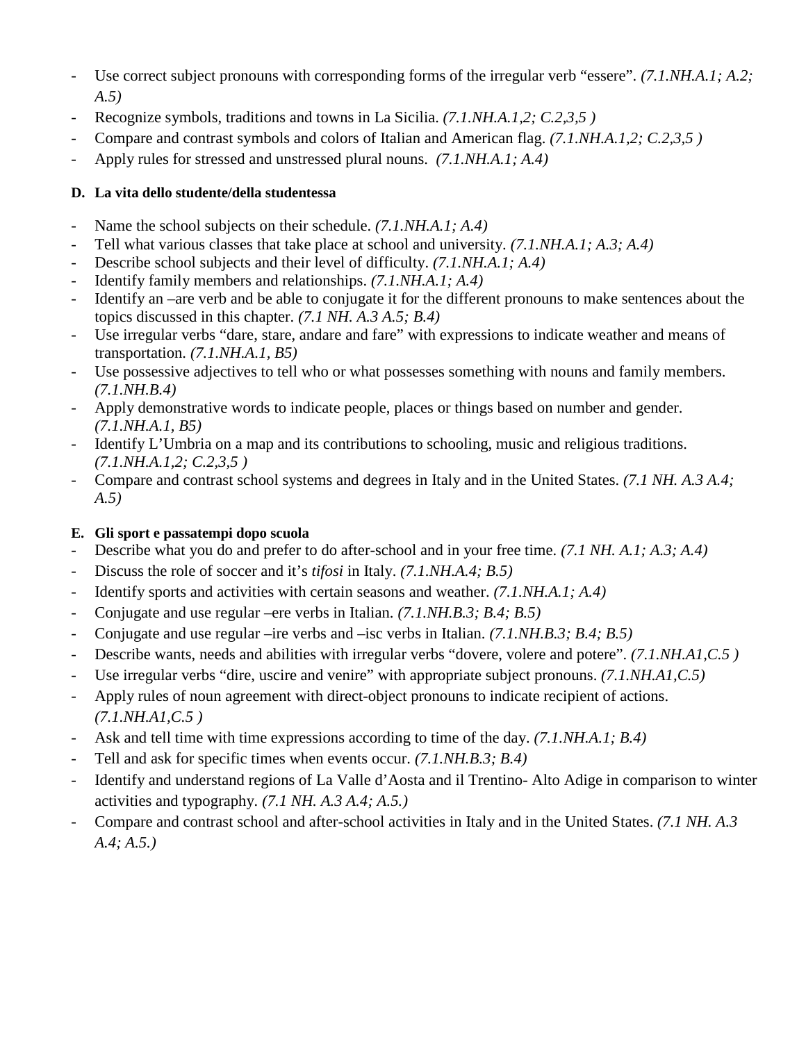- Use correct subject pronouns with corresponding forms of the irregular verb "essere". *(7.1.NH.A.1; A.2; A.5)*
- Recognize symbols, traditions and towns in La Sicilia. *(7.1.NH.A.1,2; C.2,3,5 )*
- Compare and contrast symbols and colors of Italian and American flag. *(7.1.NH.A.1,2; C.2,3,5 )*
- Apply rules for stressed and unstressed plural nouns. *(7.1.NH.A.1; A.4)*

**D. La vita dello studente/della studentessa**

- Name the school subjects on their schedule. *(7.1.NH.A.1; A.4)*
- Tell what various classes that take place at school and university. *(7.1.NH.A.1; A.3; A.4)*
- Describe school subjects and their level of difficulty. *(7.1.NH.A.1; A.4)*
- Identify family members and relationships. *(7.1.NH.A.1; A.4)*
- Identify an –are verb and be able to conjugate it for the different pronouns to make sentences about the topics discussed in this chapter. *(7.1 NH. A.3 A.5; B.4)*
- Use irregular verbs "dare, stare, andare and fare" with expressions to indicate weather and means of transportation. *(7.1.NH.A.1, B5)*
- Use possessive adjectives to tell who or what possesses something with nouns and family members. *(7.1.NH.B.4)*
- Apply demonstrative words to indicate people, places or things based on number and gender. *(7.1.NH.A.1, B5)*
- Identify L'Umbria on a map and its contributions to schooling, music and religious traditions. *(7.1.NH.A.1,2; C.2,3,5 )*
- Compare and contrast school systems and degrees in Italy and in the United States. *(7.1 NH. A.3 A.4; A.5)*

**E. Gli sport e passatempi dopo scuola**

- Describe what you do and prefer to do after-school and in your free time. *(7.1 NH. A.1; A.3; A.4)*
- Discuss the role of soccer and it's *tifosi* in Italy. *(7.1.NH.A.4; B.5)*
- Identify sports and activities with certain seasons and weather. *(7.1.NH.A.1; A.4)*
- Conjugate and use regular –ere verbs in Italian. *(7.1.NH.B.3; B.4; B.5)*
- Conjugate and use regular –ire verbs and –isc verbs in Italian. *(7.1.NH.B.3; B.4; B.5)*
- Describe wants, needs and abilities with irregular verbs "dovere, volere and potere". *(7.1.NH.A1,C.5 )*
- Use irregular verbs "dire, uscire and venire" with appropriate subject pronouns. *(7.1.NH.A1,C.5)*
- Apply rules of noun agreement with direct-object pronouns to indicate recipient of actions. *(7.1.NH.A1,C.5 )*
- Ask and tell time with time expressions according to time of the day. *(7.1.NH.A.1; B.4)*
- Tell and ask for specific times when events occur. *(7.1.NH.B.3; B.4)*
- Identify and understand regions of La Valle d'Aosta and il Trentino- Alto Adige in comparison to winter activities and typography. *(7.1 NH. A.3 A.4; A.5.)*
- Compare and contrast school and after-school activities in Italy and in the United States. *(7.1 NH. A.3 A.4; A.5.)*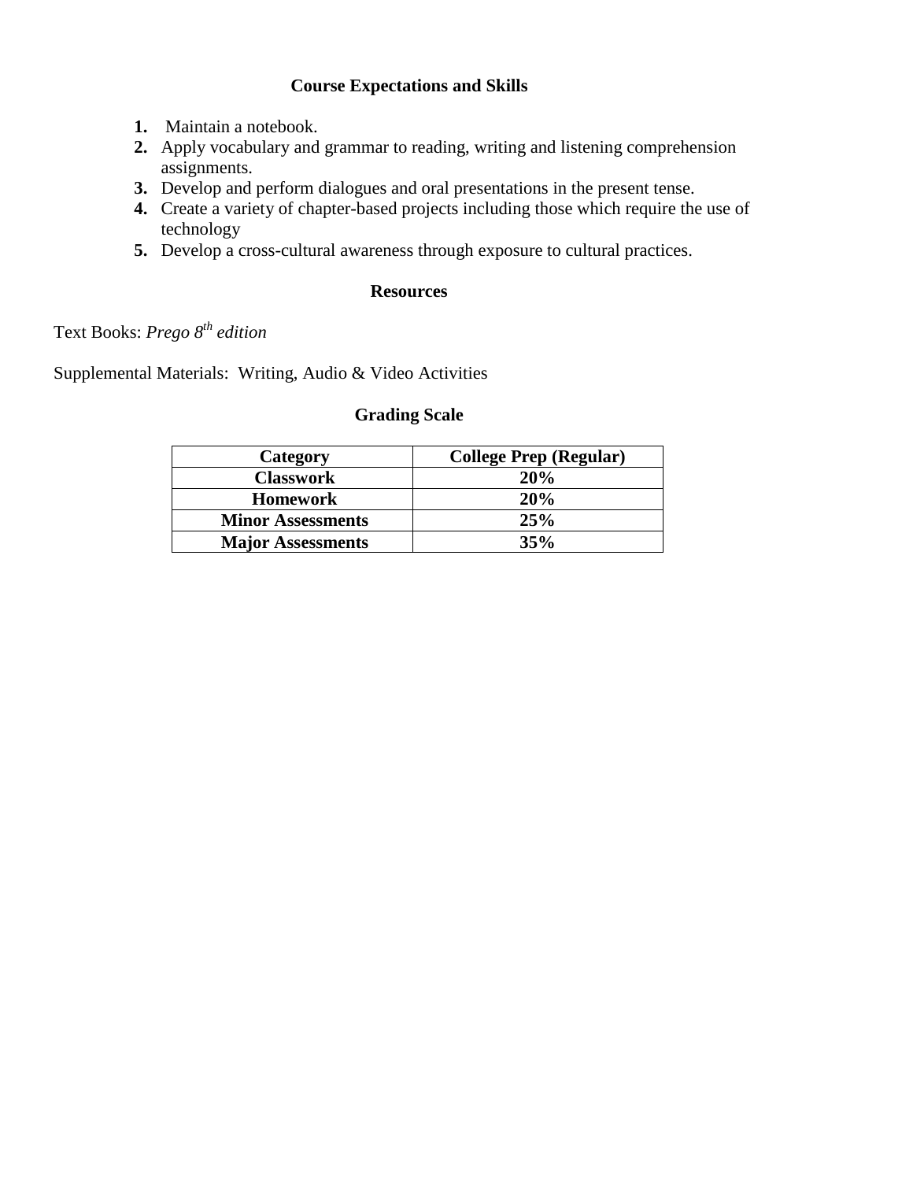## Course Expectations and Skills

1. Maintain a notebook.
2. Apply vocabulary and grammar to reading, writing and listening comprehension assignments.
3. Develop and perform dialogues and oral presentations in the present tense.
4. Create a variety of chapter-based projects including those which require the use of technology
5. Develop a cross-cultural awareness through exposure to cultural practices.

## Resources

Text Books: *Prego 8th edition*

Supplemental Materials: Writing, Audio & Video Activities

## Grading Scale

| Category | College Prep (Regular) |
|---|---|
| **Classwork** | **20%** |
| **Homework** | **20%** |
| **Minor Assessments** | **25%** |
| **Major Assessments** | **35%** |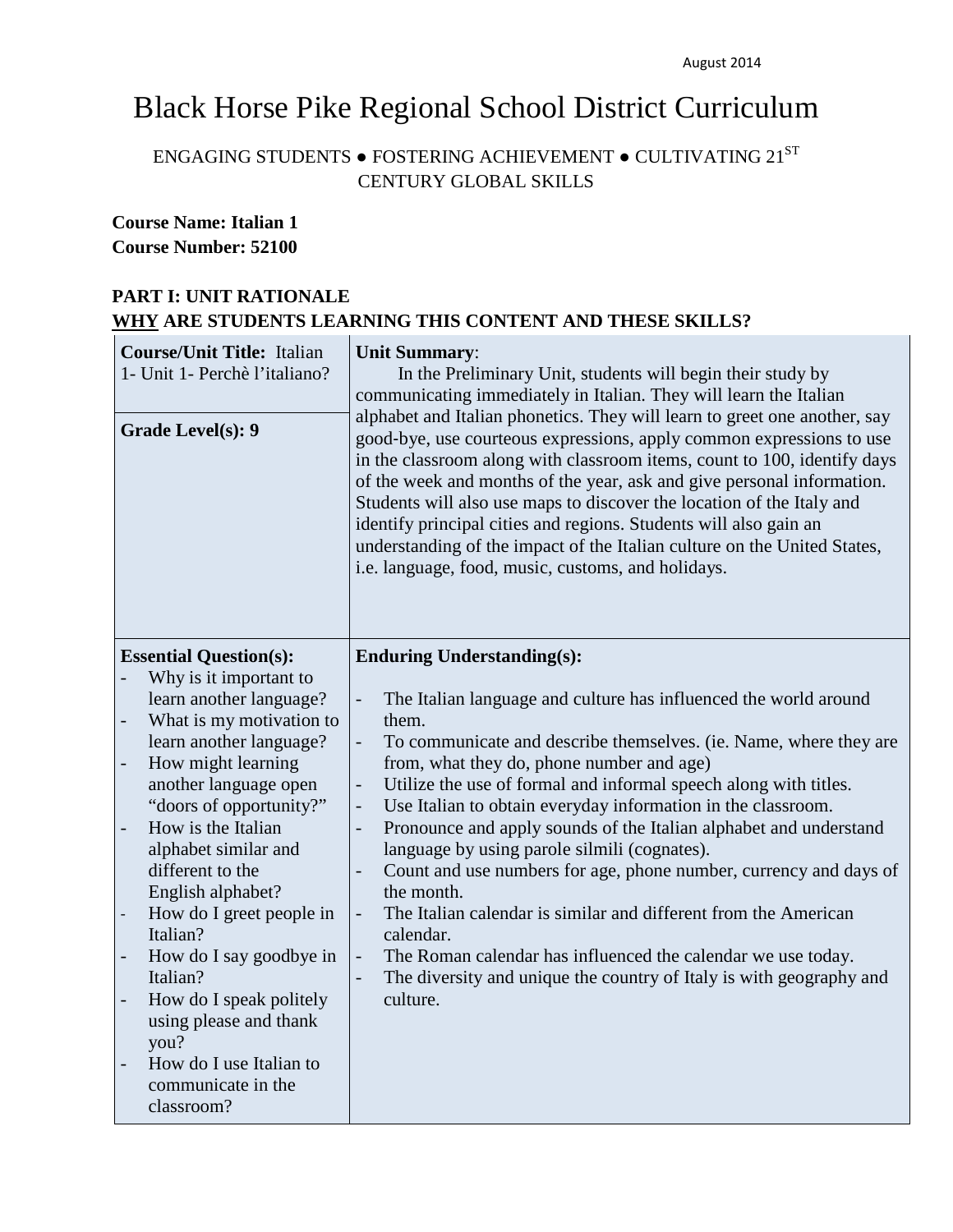August 2014

# Black Horse Pike Regional School District Curriculum

ENGAGING STUDENTS ● FOSTERING ACHIEVEMENT ● CULTIVATING 21ST CENTURY GLOBAL SKILLS

**Course Name: Italian 1**
**Course Number: 52100**

## PART I: UNIT RATIONALE
## WHY ARE STUDENTS LEARNING THIS CONTENT AND THESE SKILLS?

| **Course/Unit Title:** Italian 1- Unit 1- Perchè l'italiano?<br><br>**Grade Level(s): 9** | **Unit Summary**:<br>In the Preliminary Unit, students will begin their study by communicating immediately in Italian. They will learn the Italian alphabet and Italian phonetics. They will learn to greet one another, say good-bye, use courteous expressions, apply common expressions to use in the classroom along with classroom items, count to 100, identify days of the week and months of the year, ask and give personal information. Students will also use maps to discover the location of the Italy and identify principal cities and regions. Students will also gain an understanding of the impact of the Italian culture on the United States, i.e. language, food, music, customs, and holidays. |
|---|---|
| **Essential Question(s):**<br>- Why is it important to learn another language?<br>- What is my motivation to learn another language?<br>- How might learning another language open "doors of opportunity?"<br>- How is the Italian alphabet similar and different to the English alphabet?<br>- How do I greet people in Italian?<br>- How do I say goodbye in Italian?<br>- How do I speak politely using please and thank you?<br>- How do I use Italian to communicate in the classroom? | **Enduring Understanding(s):**<br>- The Italian language and culture has influenced the world around them.<br>- To communicate and describe themselves. (ie. Name, where they are from, what they do, phone number and age)<br>- Utilize the use of formal and informal speech along with titles.<br>- Use Italian to obtain everyday information in the classroom.<br>- Pronounce and apply sounds of the Italian alphabet and understand language by using parole silmili (cognates).<br>- Count and use numbers for age, phone number, currency and days of the month.<br>- The Italian calendar is similar and different from the American calendar.<br>- The Roman calendar has influenced the calendar we use today.<br>- The diversity and unique the country of Italy is with geography and culture. |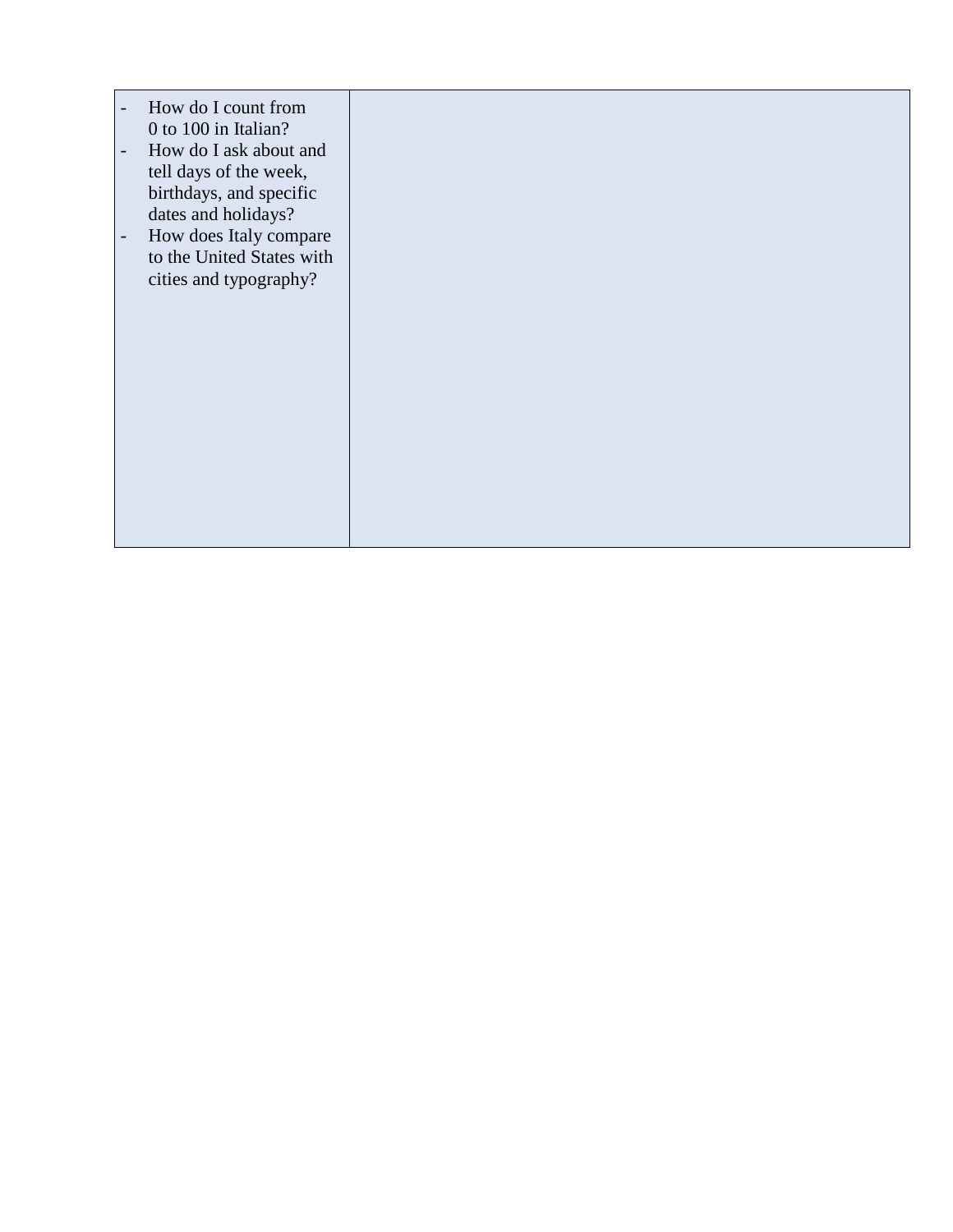| | |
|---|---|
| - How do I count from 0 to 100 in Italian?<br>- How do I ask about and tell days of the week, birthdays, and specific dates and holidays?<br>- How does Italy compare to the United States with cities and typography? | |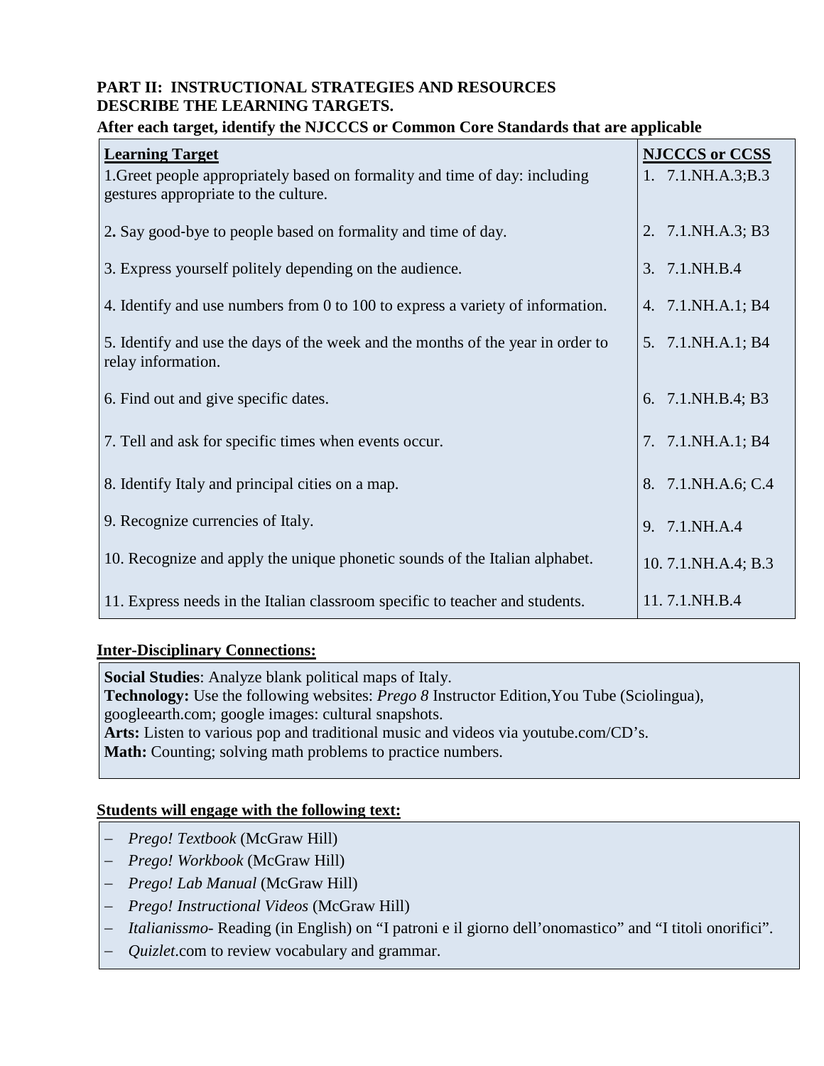**PART II: INSTRUCTIONAL STRATEGIES AND RESOURCES**
**DESCRIBE THE LEARNING TARGETS.**
**After each target, identify the NJCCCS or Common Core Standards that are applicable**

| Learning Target | NJCCCS or CCSS |
|---|---|
| 1.Greet people appropriately based on formality and time of day: including gestures appropriate to the culture. | 1. 7.1.NH.A.3;B.3 |
| 2. Say good-bye to people based on formality and time of day. | 2. 7.1.NH.A.3; B3 |
| 3. Express yourself politely depending on the audience. | 3. 7.1.NH.B.4 |
| 4. Identify and use numbers from 0 to 100 to express a variety of information. | 4. 7.1.NH.A.1; B4 |
| 5. Identify and use the days of the week and the months of the year in order to relay information. | 5. 7.1.NH.A.1; B4 |
| 6. Find out and give specific dates. | 6. 7.1.NH.B.4; B3 |
| 7. Tell and ask for specific times when events occur. | 7. 7.1.NH.A.1; B4 |
| 8. Identify Italy and principal cities on a map. | 8. 7.1.NH.A.6; C.4 |
| 9. Recognize currencies of Italy. | 9. 7.1.NH.A.4 |
| 10. Recognize and apply the unique phonetic sounds of the Italian alphabet. | 10. 7.1.NH.A.4; B.3 |
| 11. Express needs in the Italian classroom specific to teacher and students. | 11. 7.1.NH.B.4 |

**Inter-Disciplinary Connections:**

**Social Studies**: Analyze blank political maps of Italy.
**Technology:** Use the following websites: *Prego 8* Instructor Edition,You Tube (Sciolingua), googleearth.com; google images: cultural snapshots.
**Arts:** Listen to various pop and traditional music and videos via youtube.com/CD's.
**Math:** Counting; solving math problems to practice numbers.

**Students will engage with the following text:**

- *Prego! Textbook* (McGraw Hill)
- *Prego! Workbook* (McGraw Hill)
- *Prego! Lab Manual* (McGraw Hill)
- *Prego! Instructional Videos* (McGraw Hill)
- *Italianissmo*- Reading (in English) on "I patroni e il giorno dell'onomastico" and "I titoli onorifici".
- *Quizlet*.com to review vocabulary and grammar.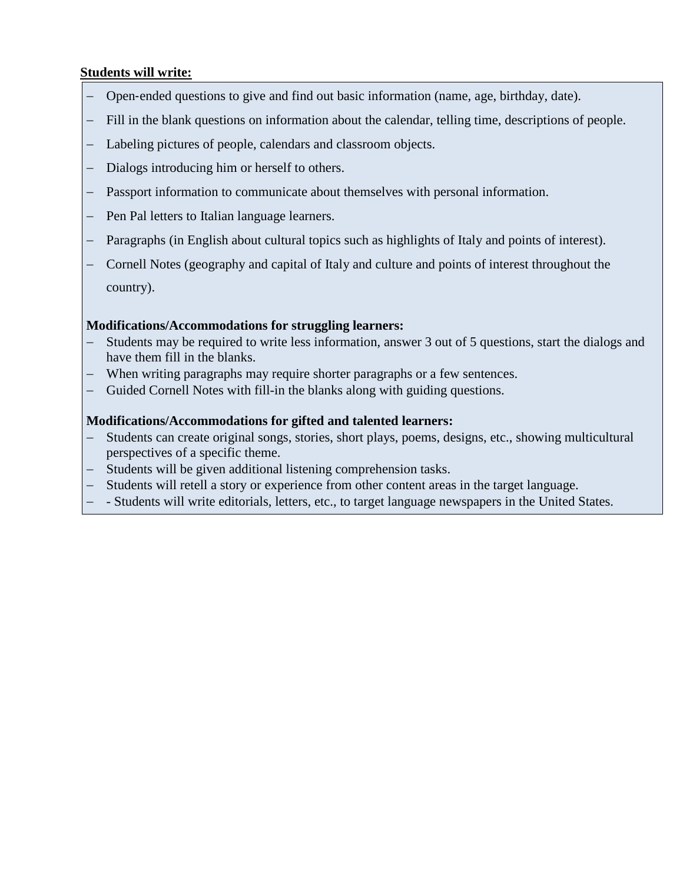**Students will write:**

- Open-ended questions to give and find out basic information (name, age, birthday, date).
- Fill in the blank questions on information about the calendar, telling time, descriptions of people.
- Labeling pictures of people, calendars and classroom objects.
- Dialogs introducing him or herself to others.
- Passport information to communicate about themselves with personal information.
- Pen Pal letters to Italian language learners.
- Paragraphs (in English about cultural topics such as highlights of Italy and points of interest).
- Cornell Notes (geography and capital of Italy and culture and points of interest throughout the country).

**Modifications/Accommodations for struggling learners:**

- Students may be required to write less information, answer 3 out of 5 questions, start the dialogs and have them fill in the blanks.
- When writing paragraphs may require shorter paragraphs or a few sentences.
- Guided Cornell Notes with fill-in the blanks along with guiding questions.

**Modifications/Accommodations for gifted and talented learners:**

- Students can create original songs, stories, short plays, poems, designs, etc., showing multicultural perspectives of a specific theme.
- Students will be given additional listening comprehension tasks.
- Students will retell a story or experience from other content areas in the target language.
- - Students will write editorials, letters, etc., to target language newspapers in the United States.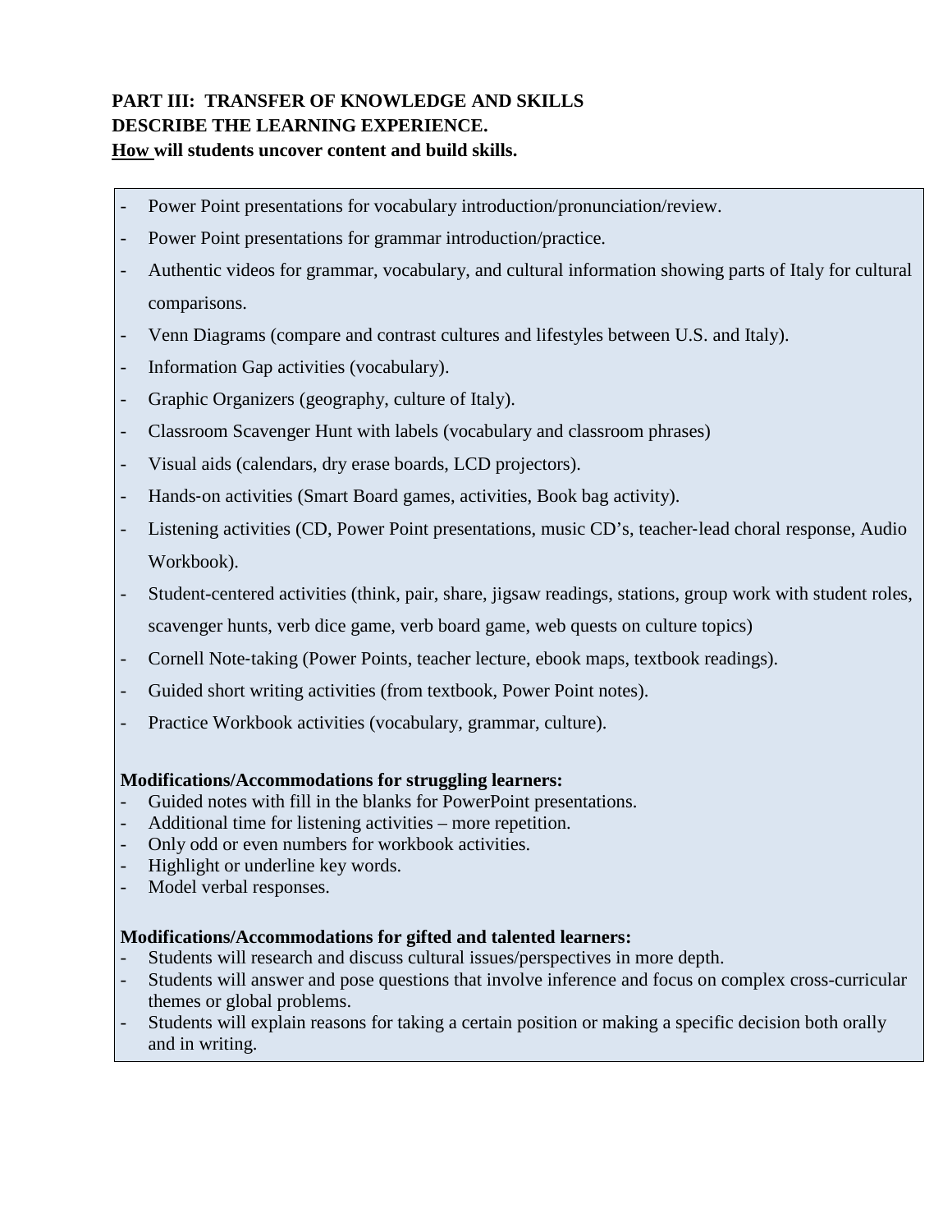**PART III: TRANSFER OF KNOWLEDGE AND SKILLS**
**DESCRIBE THE LEARNING EXPERIENCE.**
**How will students uncover content and build skills.**

- Power Point presentations for vocabulary introduction/pronunciation/review.
- Power Point presentations for grammar introduction/practice.
- Authentic videos for grammar, vocabulary, and cultural information showing parts of Italy for cultural comparisons.
- Venn Diagrams (compare and contrast cultures and lifestyles between U.S. and Italy).
- Information Gap activities (vocabulary).
- Graphic Organizers (geography, culture of Italy).
- Classroom Scavenger Hunt with labels (vocabulary and classroom phrases)
- Visual aids (calendars, dry erase boards, LCD projectors).
- Hands-on activities (Smart Board games, activities, Book bag activity).
- Listening activities (CD, Power Point presentations, music CD's, teacher-lead choral response, Audio Workbook).
- Student-centered activities (think, pair, share, jigsaw readings, stations, group work with student roles, scavenger hunts, verb dice game, verb board game, web quests on culture topics)
- Cornell Note-taking (Power Points, teacher lecture, ebook maps, textbook readings).
- Guided short writing activities (from textbook, Power Point notes).
- Practice Workbook activities (vocabulary, grammar, culture).

**Modifications/Accommodations for struggling learners:**

- Guided notes with fill in the blanks for PowerPoint presentations.
- Additional time for listening activities – more repetition.
- Only odd or even numbers for workbook activities.
- Highlight or underline key words.
- Model verbal responses.

**Modifications/Accommodations for gifted and talented learners:**

- Students will research and discuss cultural issues/perspectives in more depth.
- Students will answer and pose questions that involve inference and focus on complex cross-curricular themes or global problems.
- Students will explain reasons for taking a certain position or making a specific decision both orally and in writing.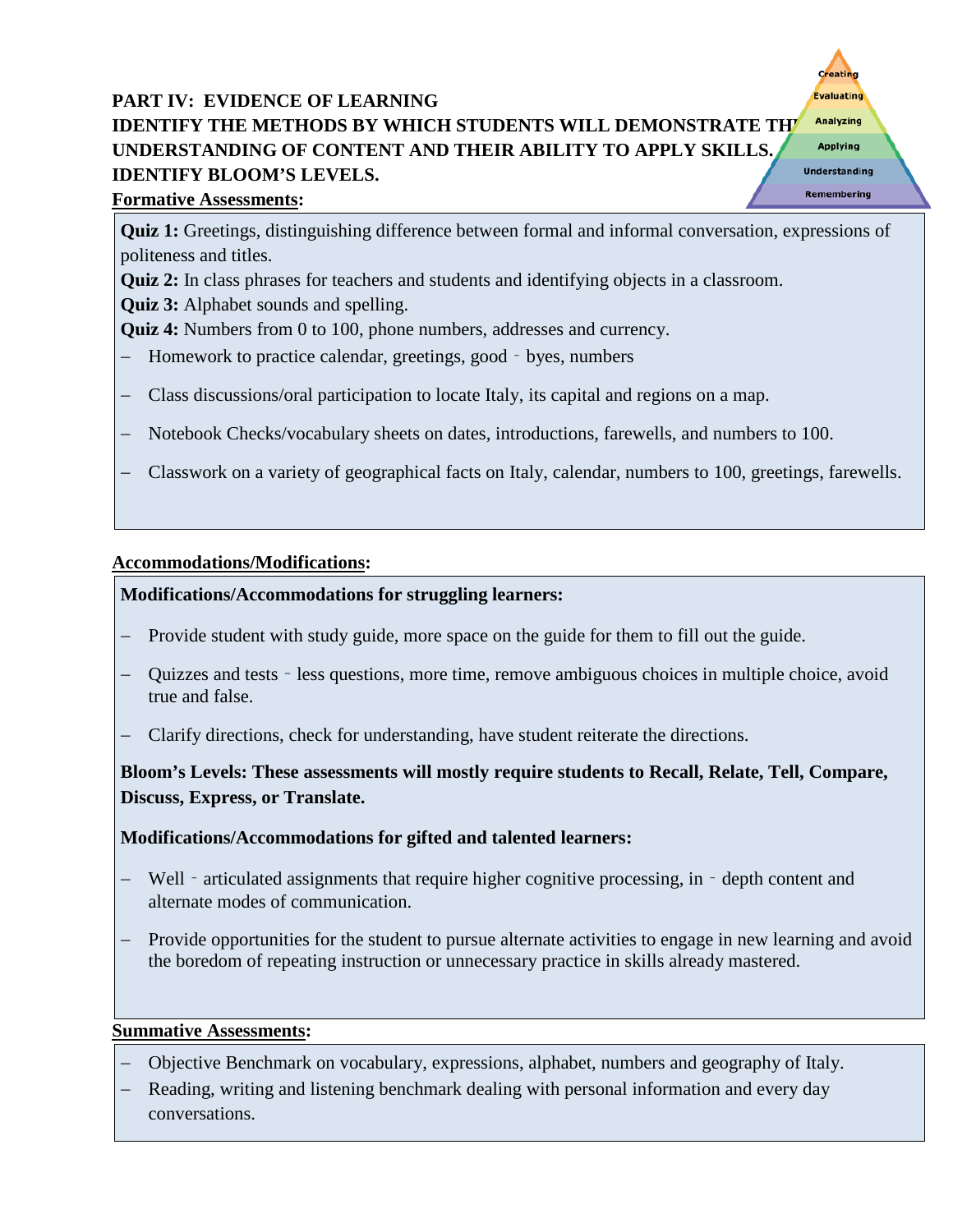**PART IV: EVIDENCE OF LEARNING**
**IDENTIFY THE METHODS BY WHICH STUDENTS WILL DEMONSTRATE THEIR UNDERSTANDING OF CONTENT AND THEIR ABILITY TO APPLY SKILLS.**
**IDENTIFY BLOOM'S LEVELS.**

Creating
Evaluating
Analyzing
Applying
Understanding
Remembering

**Formative Assessments:**

**Quiz 1:** Greetings, distinguishing difference between formal and informal conversation, expressions of politeness and titles.
**Quiz 2:** In class phrases for teachers and students and identifying objects in a classroom.
**Quiz 3:** Alphabet sounds and spelling.
**Quiz 4:** Numbers from 0 to 100, phone numbers, addresses and currency.

- Homework to practice calendar, greetings, good ‐ byes, numbers
- Class discussions/oral participation to locate Italy, its capital and regions on a map.
- Notebook Checks/vocabulary sheets on dates, introductions, farewells, and numbers to 100.
- Classwork on a variety of geographical facts on Italy, calendar, numbers to 100, greetings, farewells.

**Accommodations/Modifications:**

**Modifications/Accommodations for struggling learners:**

- Provide student with study guide, more space on the guide for them to fill out the guide.
- Quizzes and tests ‐ less questions, more time, remove ambiguous choices in multiple choice, avoid true and false.
- Clarify directions, check for understanding, have student reiterate the directions.

**Bloom's Levels: These assessments will mostly require students to Recall, Relate, Tell, Compare, Discuss, Express, or Translate.**

**Modifications/Accommodations for gifted and talented learners:**

- Well ‐ articulated assignments that require higher cognitive processing, in ‐ depth content and alternate modes of communication.
- Provide opportunities for the student to pursue alternate activities to engage in new learning and avoid the boredom of repeating instruction or unnecessary practice in skills already mastered.

**Summative Assessments:**

- Objective Benchmark on vocabulary, expressions, alphabet, numbers and geography of Italy.
- Reading, writing and listening benchmark dealing with personal information and every day conversations.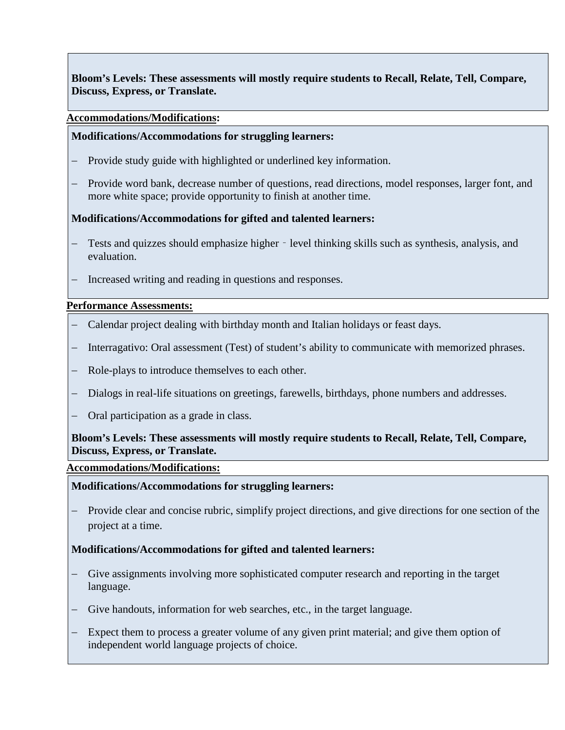**Bloom's Levels: These assessments will mostly require students to Recall, Relate, Tell, Compare, Discuss, Express, or Translate.**

**Accommodations/Modifications:**

**Modifications/Accommodations for struggling learners:**

- Provide study guide with highlighted or underlined key information.
- Provide word bank, decrease number of questions, read directions, model responses, larger font, and more white space; provide opportunity to finish at another time.

**Modifications/Accommodations for gifted and talented learners:**

- Tests and quizzes should emphasize higher‐level thinking skills such as synthesis, analysis, and evaluation.
- Increased writing and reading in questions and responses.

**Performance Assessments:**

- Calendar project dealing with birthday month and Italian holidays or feast days.
- Interragativo: Oral assessment (Test) of student's ability to communicate with memorized phrases.
- Role-plays to introduce themselves to each other.
- Dialogs in real-life situations on greetings, farewells, birthdays, phone numbers and addresses.
- Oral participation as a grade in class.

**Bloom's Levels: These assessments will mostly require students to Recall, Relate, Tell, Compare, Discuss, Express, or Translate.**

**Accommodations/Modifications:**

**Modifications/Accommodations for struggling learners:**

- Provide clear and concise rubric, simplify project directions, and give directions for one section of the project at a time.

**Modifications/Accommodations for gifted and talented learners:**

- Give assignments involving more sophisticated computer research and reporting in the target language.
- Give handouts, information for web searches, etc., in the target language.
- Expect them to process a greater volume of any given print material; and give them option of independent world language projects of choice.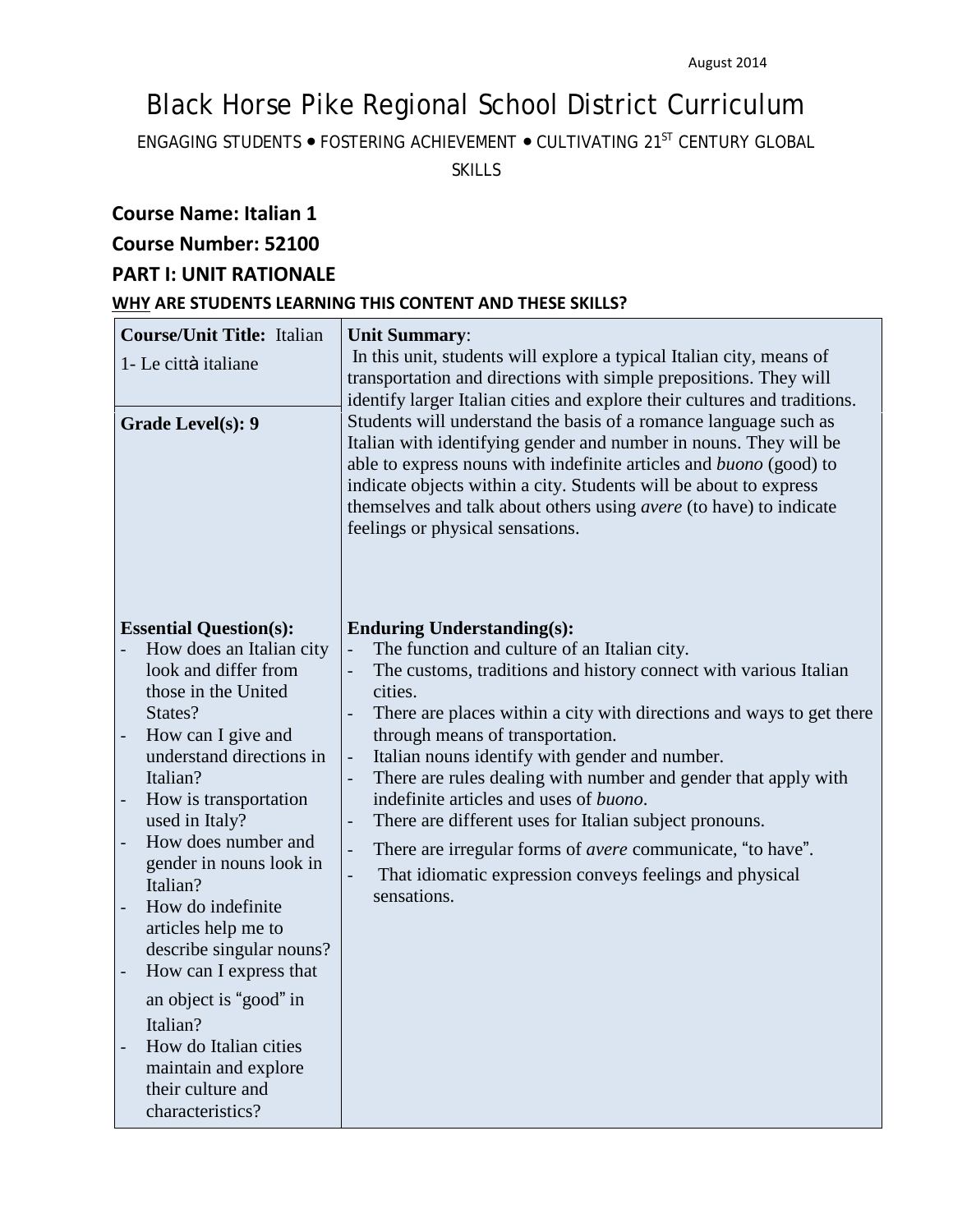August 2014

# Black Horse Pike Regional School District Curriculum

ENGAGING STUDENTS • FOSTERING ACHIEVEMENT • CULTIVATING 21ST CENTURY GLOBAL SKILLS

**Course Name: Italian 1**

**Course Number: 52100**

## PART I: UNIT RATIONALE

**WHY ARE STUDENTS LEARNING THIS CONTENT AND THESE SKILLS?**

| **Course/Unit Title:** Italian 1- Le città italiane | **Unit Summary**: In this unit, students will explore a typical Italian city, means of transportation and directions with simple prepositions. They will identify larger Italian cities and explore their cultures and traditions. Students will understand the basis of a romance language such as Italian with identifying gender and number in nouns. They will be able to express nouns with indefinite articles and *buono* (good) to indicate objects within a city. Students will be about to express themselves and talk about others using *avere* (to have) to indicate feelings or physical sensations. |
|---|---|
| **Grade Level(s): 9** | |
| **Essential Question(s):**<br>- How does an Italian city look and differ from those in the United States?<br>- How can I give and understand directions in Italian?<br>- How is transportation used in Italy?<br>- How does number and gender in nouns look in Italian?<br>- How do indefinite articles help me to describe singular nouns?<br>- How can I express that an object is "good" in Italian?<br>- How do Italian cities maintain and explore their culture and characteristics? | **Enduring Understanding(s):**<br>- The function and culture of an Italian city.<br>- The customs, traditions and history connect with various Italian cities.<br>- There are places within a city with directions and ways to get there through means of transportation.<br>- Italian nouns identify with gender and number.<br>- There are rules dealing with number and gender that apply with indefinite articles and uses of *buono*.<br>- There are different uses for Italian subject pronouns.<br>- There are irregular forms of *avere* communicate, "to have".<br>- That idiomatic expression conveys feelings and physical sensations. |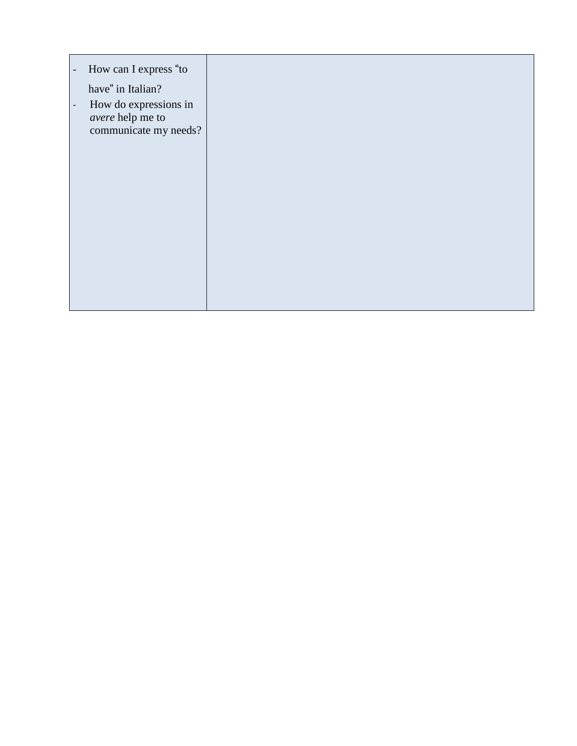| | |
|---|---|
| - How can I express "to have" in Italian?<br>- How do expressions in *avere* help me to communicate my needs? | |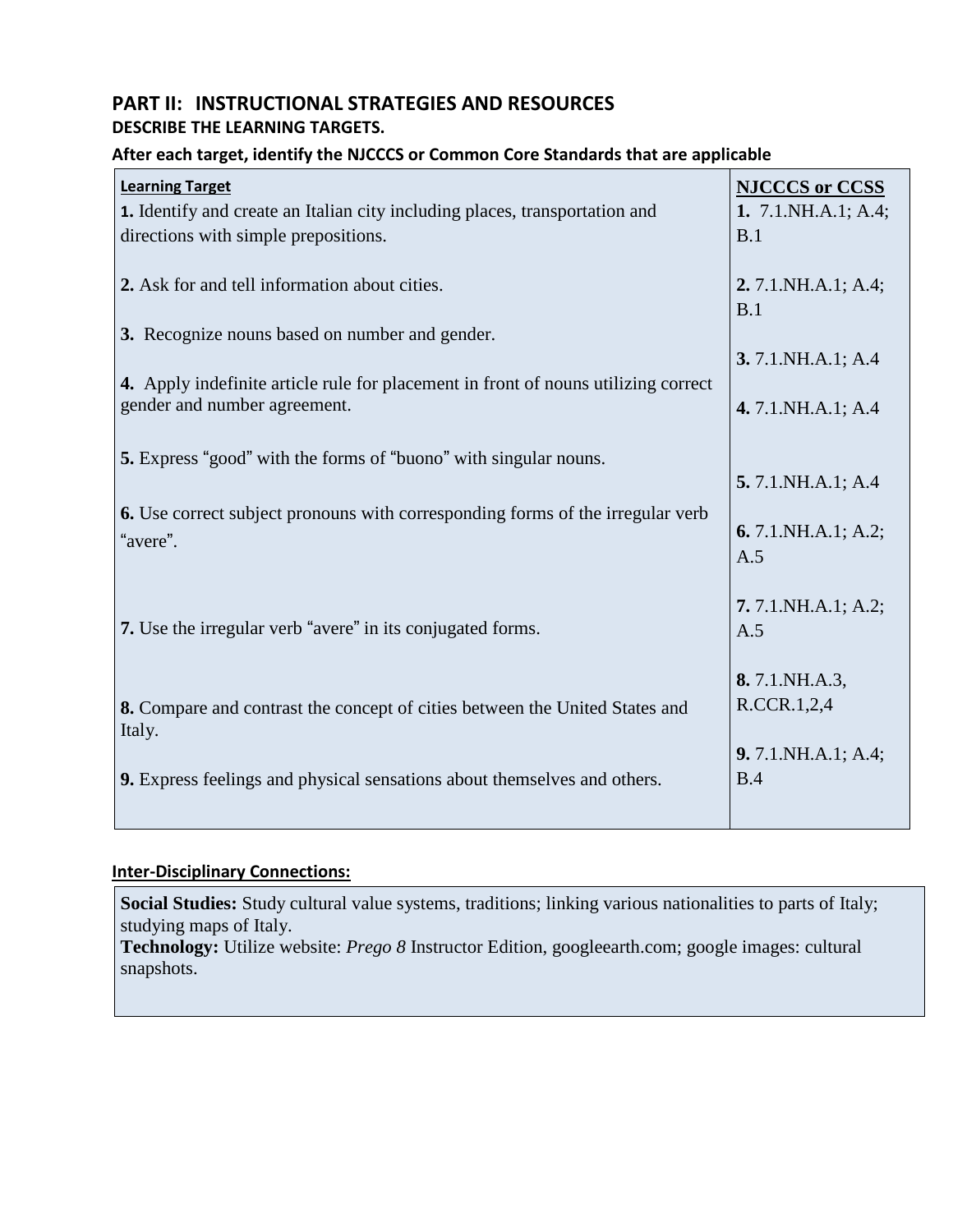## PART II: INSTRUCTIONAL STRATEGIES AND RESOURCES

### DESCRIBE THE LEARNING TARGETS.

**After each target, identify the NJCCCS or Common Core Standards that are applicable**

| Learning Target | NJCCCS or CCSS |
|---|---|
| **1.** Identify and create an Italian city including places, transportation and directions with simple prepositions. | **1.** 7.1.NH.A.1; A.4; B.1 |
| **2.** Ask for and tell information about cities. | **2.** 7.1.NH.A.1; A.4; B.1 |
| **3.** Recognize nouns based on number and gender. | **3.** 7.1.NH.A.1; A.4 |
| **4.** Apply indefinite article rule for placement in front of nouns utilizing correct gender and number agreement. | **4.** 7.1.NH.A.1; A.4 |
| **5.** Express "good" with the forms of "buono" with singular nouns. | **5.** 7.1.NH.A.1; A.4 |
| **6.** Use correct subject pronouns with corresponding forms of the irregular verb "avere". | **6.** 7.1.NH.A.1; A.2; A.5 |
| **7.** Use the irregular verb "avere" in its conjugated forms. | **7.** 7.1.NH.A.1; A.2; A.5 |
| **8.** Compare and contrast the concept of cities between the United States and Italy. | **8.** 7.1.NH.A.3, R.CCR.1,2,4 |
| **9.** Express feelings and physical sensations about themselves and others. | **9.** 7.1.NH.A.1; A.4; B.4 |

**Inter-Disciplinary Connections:**

**Social Studies:** Study cultural value systems, traditions; linking various nationalities to parts of Italy; studying maps of Italy.
**Technology:** Utilize website: *Prego 8* Instructor Edition, googleearth.com; google images: cultural snapshots.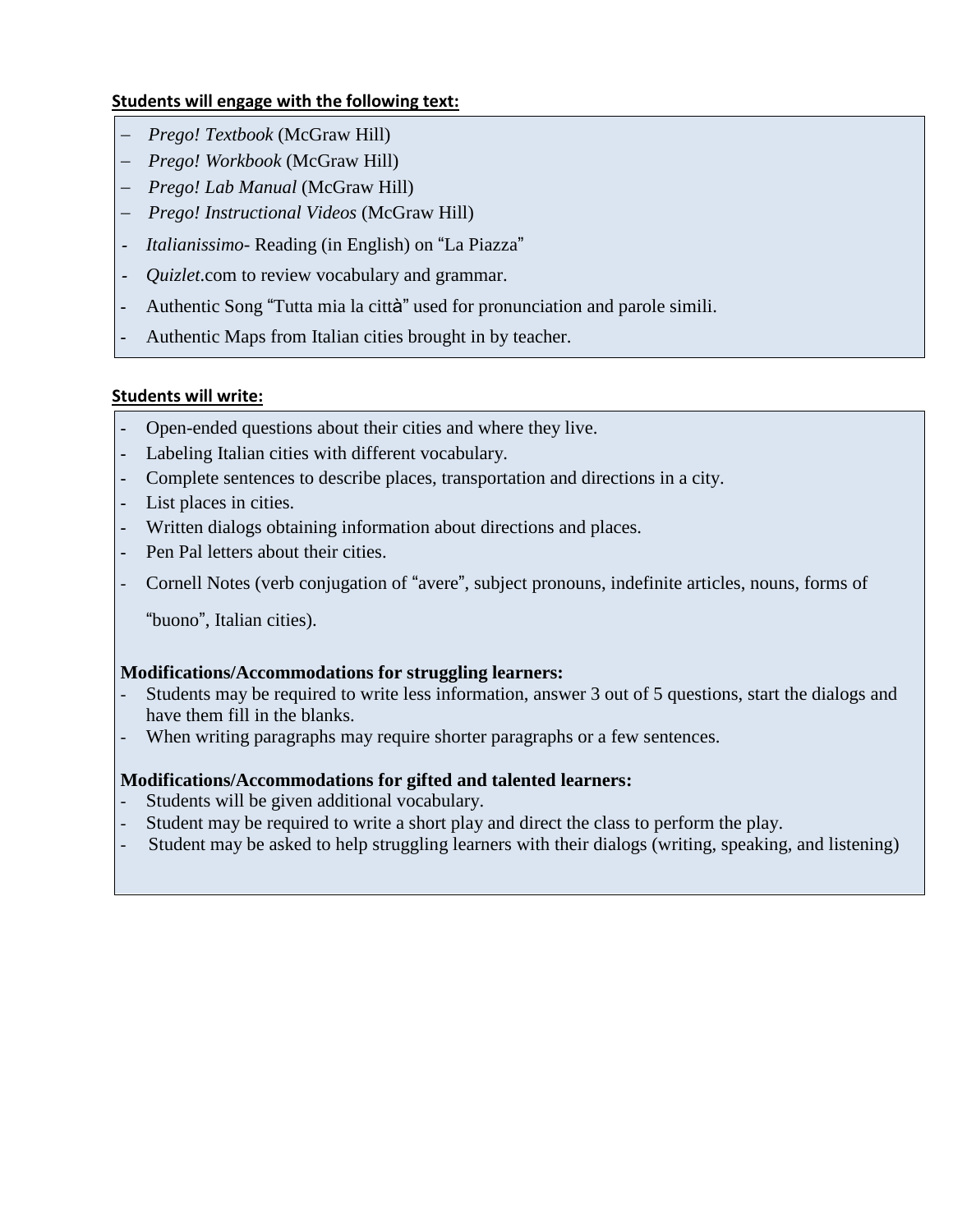**Students will engage with the following text:**

- *Prego! Textbook* (McGraw Hill)
- *Prego! Workbook* (McGraw Hill)
- *Prego! Lab Manual* (McGraw Hill)
- *Prego! Instructional Videos* (McGraw Hill)
- *Italianissimo*- Reading (in English) on "La Piazza"
- *Quizlet*.com to review vocabulary and grammar.
- Authentic Song "Tutta mia la città" used for pronunciation and parole simili.
- Authentic Maps from Italian cities brought in by teacher.

**Students will write:**

- Open-ended questions about their cities and where they live.
- Labeling Italian cities with different vocabulary.
- Complete sentences to describe places, transportation and directions in a city.
- List places in cities.
- Written dialogs obtaining information about directions and places.
- Pen Pal letters about their cities.
- Cornell Notes (verb conjugation of "avere", subject pronouns, indefinite articles, nouns, forms of "buono", Italian cities).

**Modifications/Accommodations for struggling learners:**

- Students may be required to write less information, answer 3 out of 5 questions, start the dialogs and have them fill in the blanks.
- When writing paragraphs may require shorter paragraphs or a few sentences.

**Modifications/Accommodations for gifted and talented learners:**

- Students will be given additional vocabulary.
- Student may be required to write a short play and direct the class to perform the play.
- Student may be asked to help struggling learners with their dialogs (writing, speaking, and listening)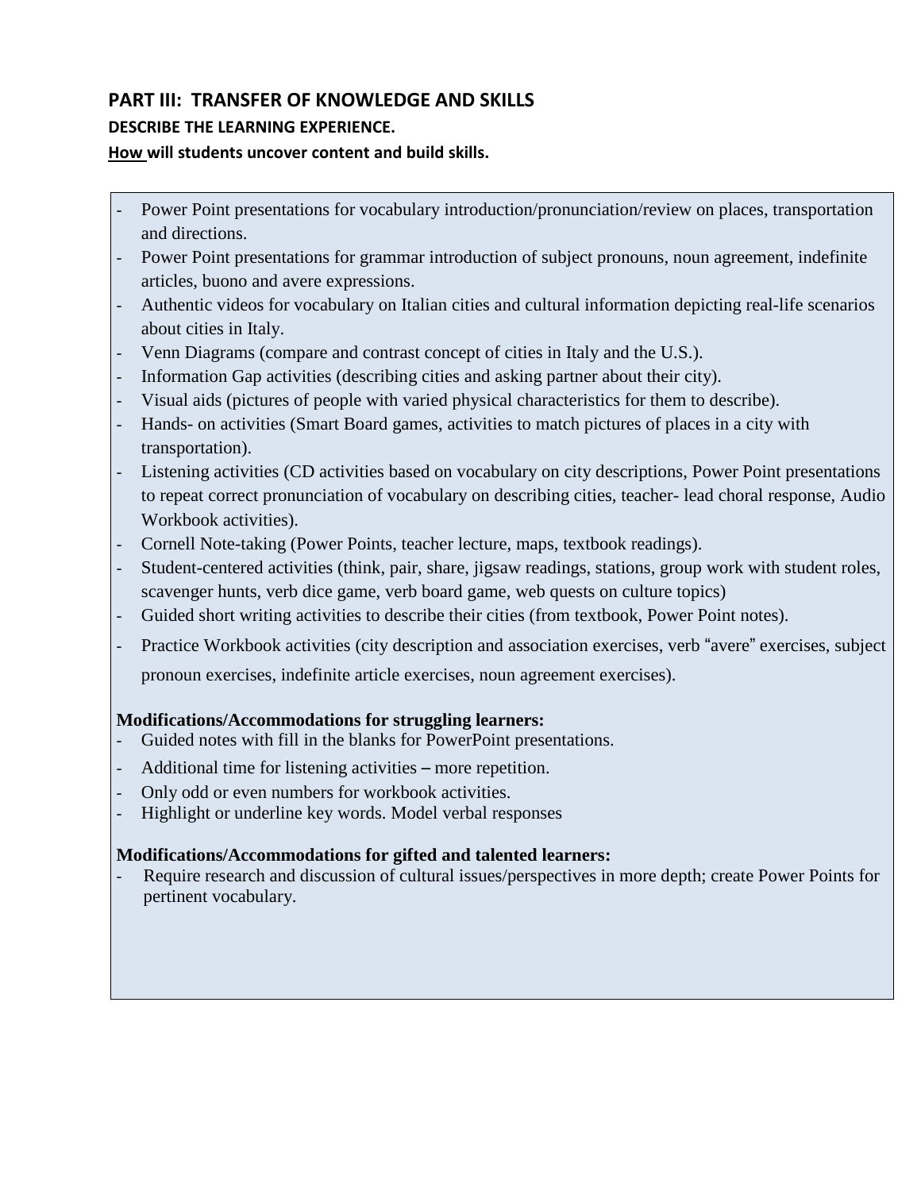## PART III: TRANSFER OF KNOWLEDGE AND SKILLS

### DESCRIBE THE LEARNING EXPERIENCE.

**How will students uncover content and build skills.**

- Power Point presentations for vocabulary introduction/pronunciation/review on places, transportation and directions.
- Power Point presentations for grammar introduction of subject pronouns, noun agreement, indefinite articles, buono and avere expressions.
- Authentic videos for vocabulary on Italian cities and cultural information depicting real-life scenarios about cities in Italy.
- Venn Diagrams (compare and contrast concept of cities in Italy and the U.S.).
- Information Gap activities (describing cities and asking partner about their city).
- Visual aids (pictures of people with varied physical characteristics for them to describe).
- Hands- on activities (Smart Board games, activities to match pictures of places in a city with transportation).
- Listening activities (CD activities based on vocabulary on city descriptions, Power Point presentations to repeat correct pronunciation of vocabulary on describing cities, teacher- lead choral response, Audio Workbook activities).
- Cornell Note-taking (Power Points, teacher lecture, maps, textbook readings).
- Student-centered activities (think, pair, share, jigsaw readings, stations, group work with student roles, scavenger hunts, verb dice game, verb board game, web quests on culture topics)
- Guided short writing activities to describe their cities (from textbook, Power Point notes).
- Practice Workbook activities (city description and association exercises, verb "avere" exercises, subject pronoun exercises, indefinite article exercises, noun agreement exercises).

**Modifications/Accommodations for struggling learners:**

- Guided notes with fill in the blanks for PowerPoint presentations.
- Additional time for listening activities – more repetition.
- Only odd or even numbers for workbook activities.
- Highlight or underline key words. Model verbal responses

**Modifications/Accommodations for gifted and talented learners:**

- Require research and discussion of cultural issues/perspectives in more depth; create Power Points for pertinent vocabulary.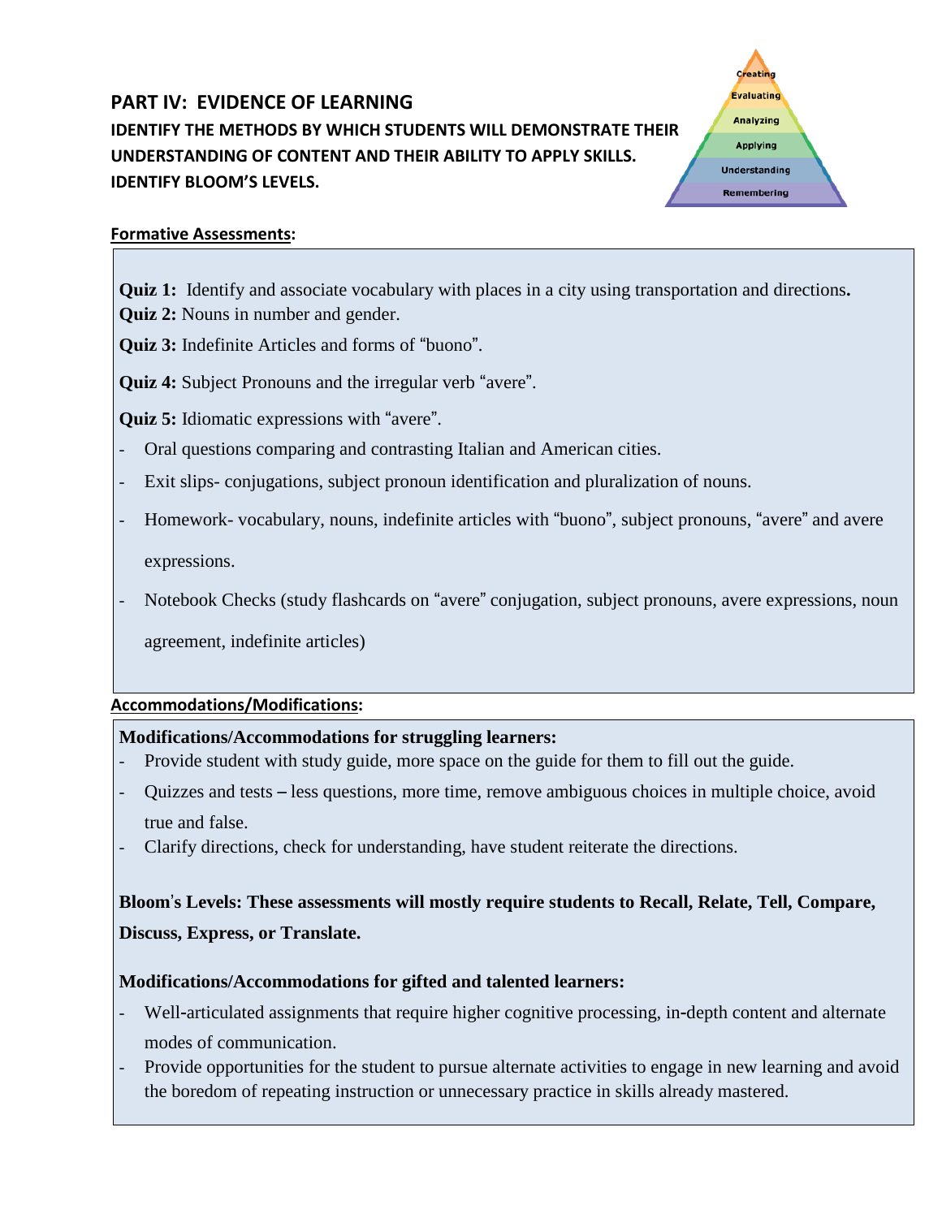## PART IV: EVIDENCE OF LEARNING

**IDENTIFY THE METHODS BY WHICH STUDENTS WILL DEMONSTRATE THEIR UNDERSTANDING OF CONTENT AND THEIR ABILITY TO APPLY SKILLS. IDENTIFY BLOOM'S LEVELS.**

Creating
Evaluating
Analyzing
Applying
Understanding
Remembering

**Formative Assessments:**

**Quiz 1:** Identify and associate vocabulary with places in a city using transportation and directions**.**

**Quiz 2:** Nouns in number and gender.

**Quiz 3:** Indefinite Articles and forms of "buono".

**Quiz 4:** Subject Pronouns and the irregular verb "avere".

**Quiz 5:** Idiomatic expressions with "avere".

- Oral questions comparing and contrasting Italian and American cities.
- Exit slips- conjugations, subject pronoun identification and pluralization of nouns.
- Homework- vocabulary, nouns, indefinite articles with "buono", subject pronouns, "avere" and avere expressions.
- Notebook Checks (study flashcards on "avere" conjugation, subject pronouns, avere expressions, noun agreement, indefinite articles)

**Accommodations/Modifications:**

**Modifications/Accommodations for struggling learners:**

- Provide student with study guide, more space on the guide for them to fill out the guide.
- Quizzes and tests – less questions, more time, remove ambiguous choices in multiple choice, avoid true and false.
- Clarify directions, check for understanding, have student reiterate the directions.

**Bloom's Levels: These assessments will mostly require students to Recall, Relate, Tell, Compare, Discuss, Express, or Translate.**

**Modifications/Accommodations for gifted and talented learners:**

- Well-articulated assignments that require higher cognitive processing, in-depth content and alternate modes of communication.
- Provide opportunities for the student to pursue alternate activities to engage in new learning and avoid the boredom of repeating instruction or unnecessary practice in skills already mastered.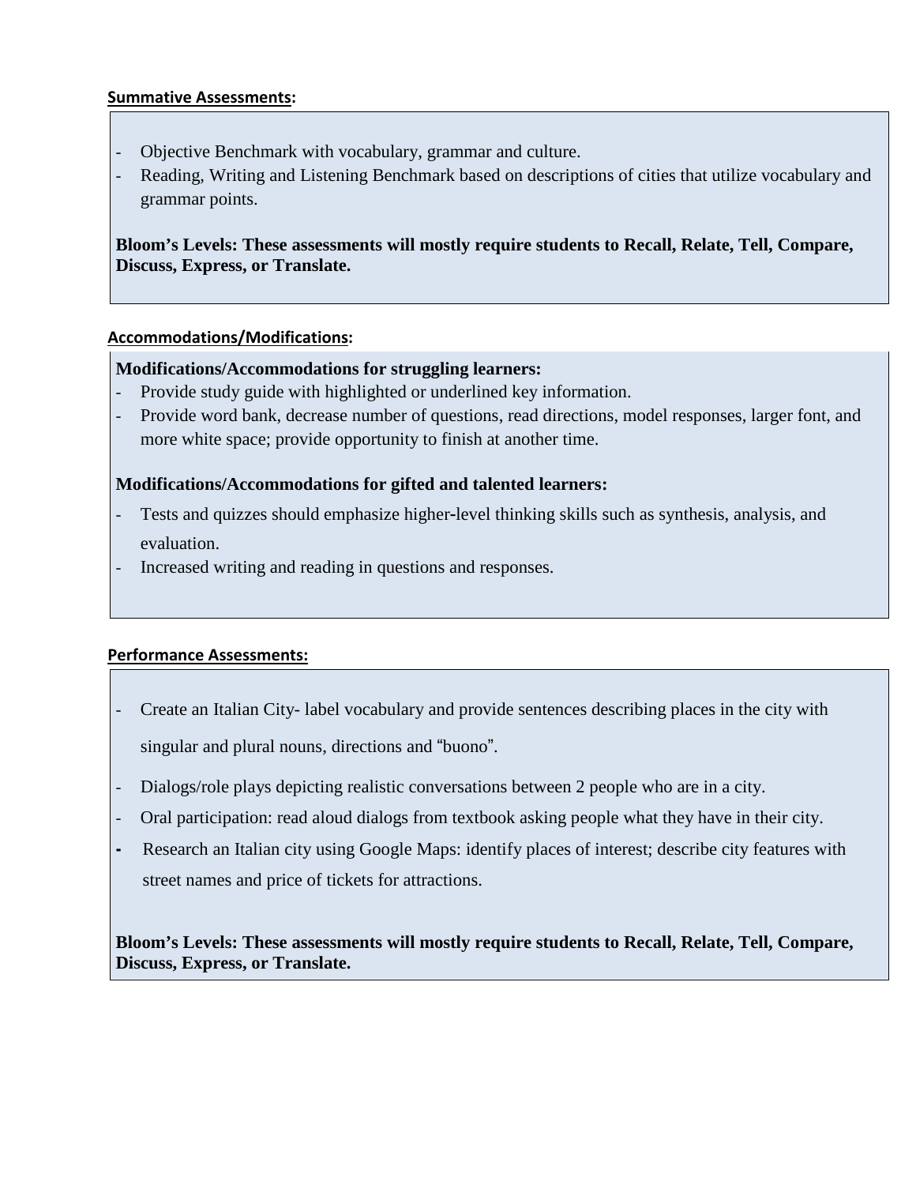**Summative Assessments:**

- Objective Benchmark with vocabulary, grammar and culture.
- Reading, Writing and Listening Benchmark based on descriptions of cities that utilize vocabulary and grammar points.

**Bloom's Levels: These assessments will mostly require students to Recall, Relate, Tell, Compare, Discuss, Express, or Translate.**

**Accommodations/Modifications:**

**Modifications/Accommodations for struggling learners:**

- Provide study guide with highlighted or underlined key information.
- Provide word bank, decrease number of questions, read directions, model responses, larger font, and more white space; provide opportunity to finish at another time.

**Modifications/Accommodations for gifted and talented learners:**

- Tests and quizzes should emphasize higher-level thinking skills such as synthesis, analysis, and evaluation.
- Increased writing and reading in questions and responses.

**Performance Assessments:**

- Create an Italian City- label vocabulary and provide sentences describing places in the city with singular and plural nouns, directions and "buono".
- Dialogs/role plays depicting realistic conversations between 2 people who are in a city.
- Oral participation: read aloud dialogs from textbook asking people what they have in their city.
- Research an Italian city using Google Maps: identify places of interest; describe city features with street names and price of tickets for attractions.

**Bloom's Levels: These assessments will mostly require students to Recall, Relate, Tell, Compare, Discuss, Express, or Translate.**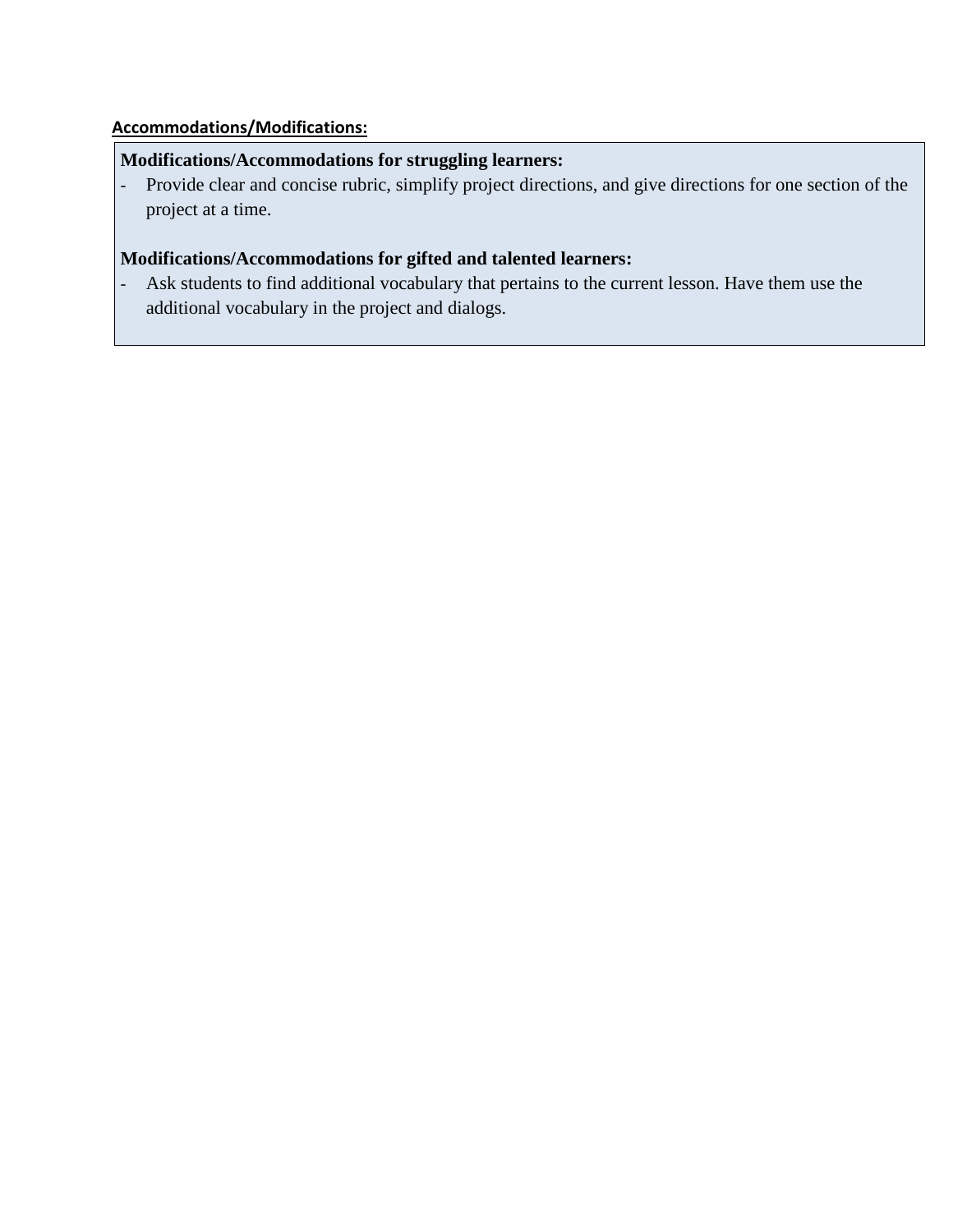**Accommodations/Modifications:**

**Modifications/Accommodations for struggling learners:**

- Provide clear and concise rubric, simplify project directions, and give directions for one section of the project at a time.

**Modifications/Accommodations for gifted and talented learners:**

- Ask students to find additional vocabulary that pertains to the current lesson. Have them use the additional vocabulary in the project and dialogs.